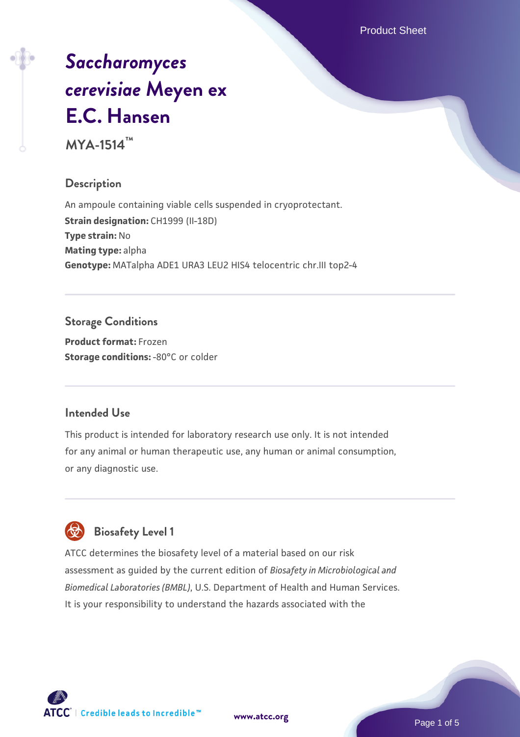# *Saccharomyces cerevisiae* Meyen ex E.C. Hansen

**MYA-1514™**

## Description

An ampoule containing viable cells suspended in cryoprotectant.

**Strain designation:** CH1999 (II-18D)

**Type strain:** No

**Mating type:** alpha

**Genotype:** MATalpha ADE1 URA3 LEU2 HIS4 telocentric chr.III top2-4

## Storage Conditions

**Product format:** Frozen

**Storage conditions:** -80°C or colder

## Intended Use

This product is intended for laboratory research use only. It is not intended for any animal or human therapeutic use, any human or animal consumption, or any diagnostic use.

## Biosafety Level 1

ATCC determines the biosafety level of a material based on our risk assessment as guided by the current edition of *Biosafety in Microbiological and Biomedical Laboratories (BMBL)*, U.S. Department of Health and Human Services. It is your responsibility to understand the hazards associated with the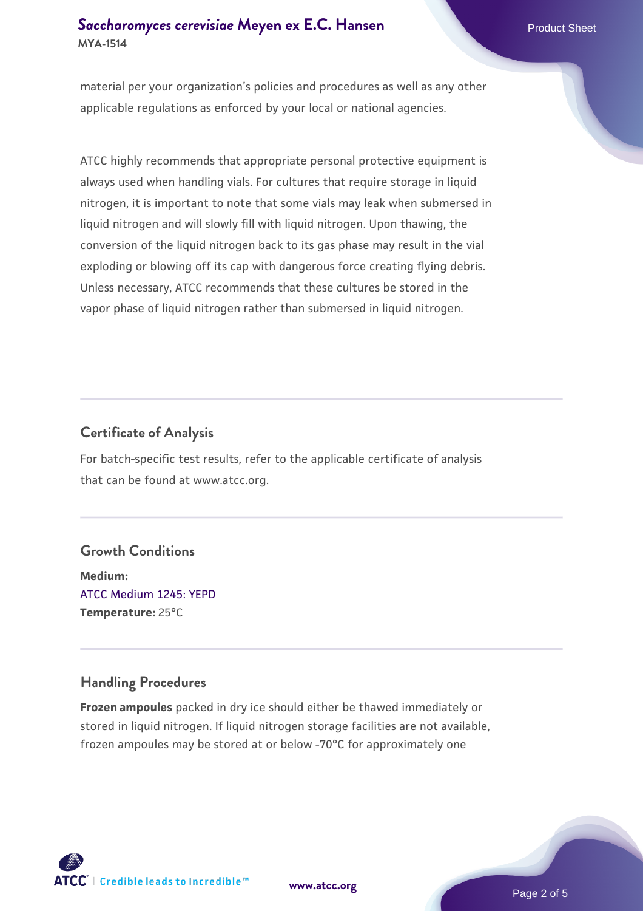material per your organization's policies and procedures as well as any other applicable regulations as enforced by your local or national agencies.

ATCC highly recommends that appropriate personal protective equipment is always used when handling vials. For cultures that require storage in liquid nitrogen, it is important to note that some vials may leak when submersed in liquid nitrogen and will slowly fill with liquid nitrogen. Upon thawing, the conversion of the liquid nitrogen back to its gas phase may result in the vial exploding or blowing off its cap with dangerous force creating flying debris. Unless necessary, ATCC recommends that these cultures be stored in the vapor phase of liquid nitrogen rather than submersed in liquid nitrogen.

## Certificate of Analysis

For batch-specific test results, refer to the applicable certificate of analysis that can be found at www.atcc.org.

## Growth Conditions

**Medium:**
ATCC Medium 1245: YEPD
**Temperature:** 25°C

## Handling Procedures

**Frozen ampoules** packed in dry ice should either be thawed immediately or stored in liquid nitrogen. If liquid nitrogen storage facilities are not available, frozen ampoules may be stored at or below -70°C for approximately one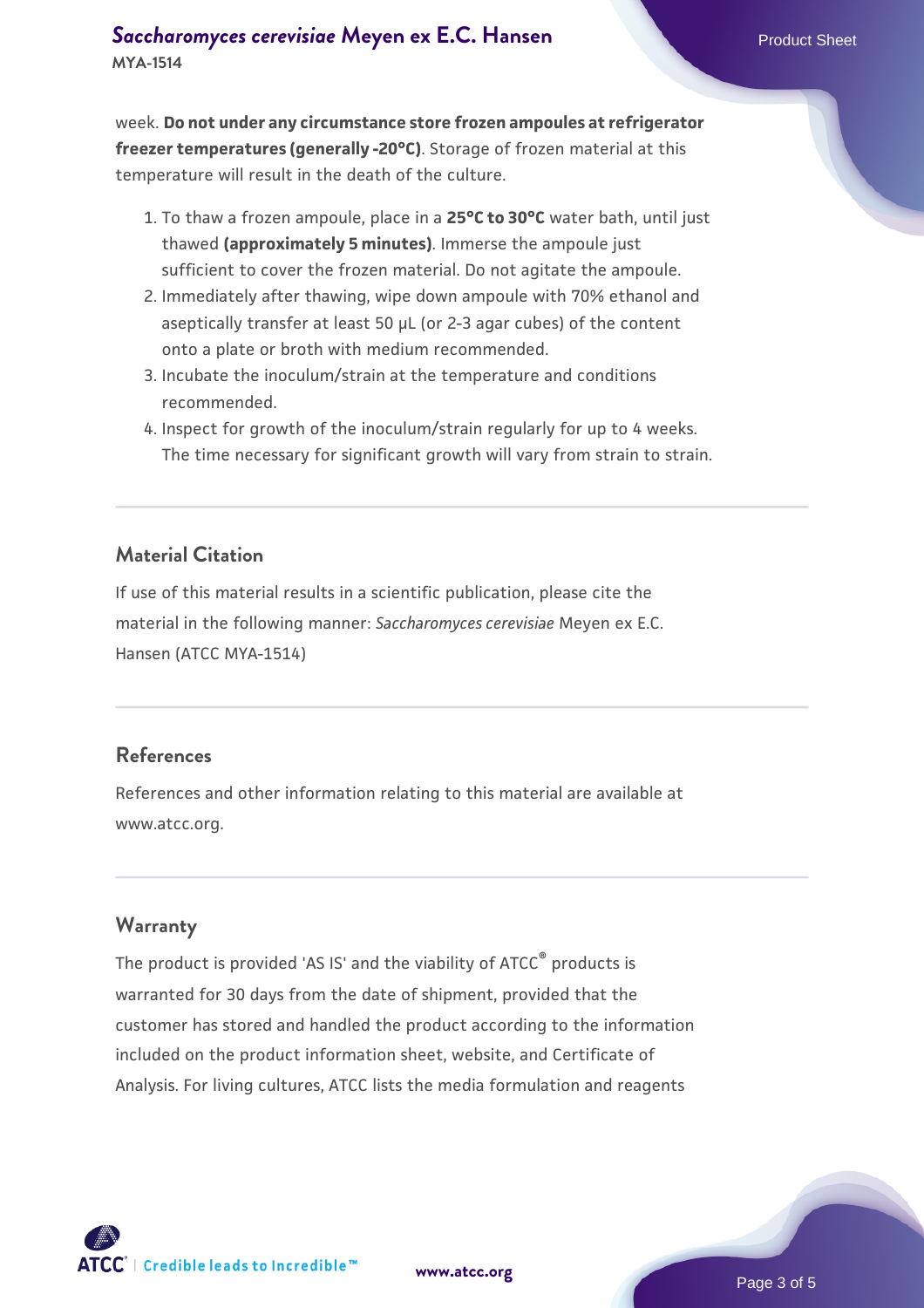week. **Do not under any circumstance store frozen ampoules at refrigerator freezer temperatures (generally -20°C)**. Storage of frozen material at this temperature will result in the death of the culture.

1. To thaw a frozen ampoule, place in a **25°C to 30°C** water bath, until just thawed **(approximately 5 minutes)**. Immerse the ampoule just sufficient to cover the frozen material. Do not agitate the ampoule.
2. Immediately after thawing, wipe down ampoule with 70% ethanol and aseptically transfer at least 50 µL (or 2-3 agar cubes) of the content onto a plate or broth with medium recommended.
3. Incubate the inoculum/strain at the temperature and conditions recommended.
4. Inspect for growth of the inoculum/strain regularly for up to 4 weeks. The time necessary for significant growth will vary from strain to strain.

## Material Citation

If use of this material results in a scientific publication, please cite the material in the following manner: *Saccharomyces cerevisiae* Meyen ex E.C. Hansen (ATCC MYA-1514)

## References

References and other information relating to this material are available at www.atcc.org.

## Warranty

The product is provided 'AS IS' and the viability of ATCC® products is warranted for 30 days from the date of shipment, provided that the customer has stored and handled the product according to the information included on the product information sheet, website, and Certificate of Analysis. For living cultures, ATCC lists the media formulation and reagents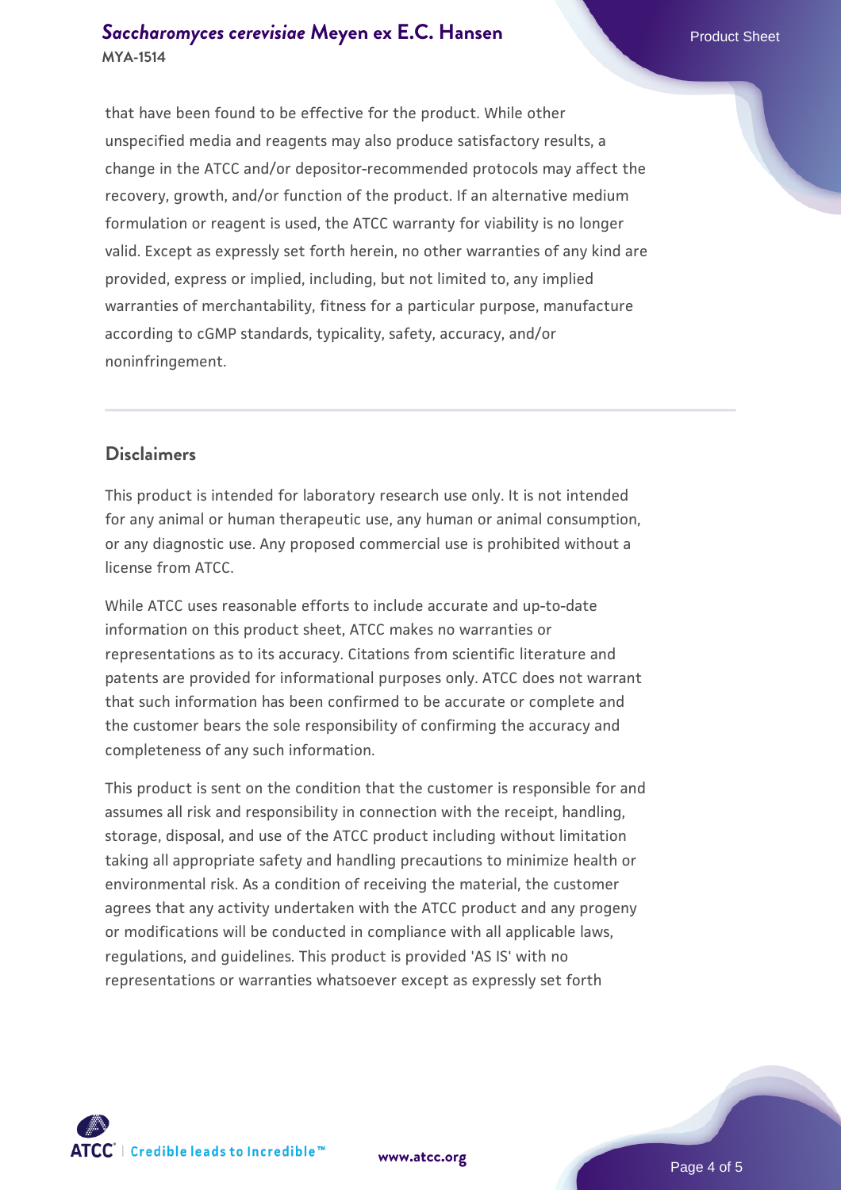that have been found to be effective for the product. While other unspecified media and reagents may also produce satisfactory results, a change in the ATCC and/or depositor-recommended protocols may affect the recovery, growth, and/or function of the product. If an alternative medium formulation or reagent is used, the ATCC warranty for viability is no longer valid. Except as expressly set forth herein, no other warranties of any kind are provided, express or implied, including, but not limited to, any implied warranties of merchantability, fitness for a particular purpose, manufacture according to cGMP standards, typicality, safety, accuracy, and/or noninfringement.

## Disclaimers

This product is intended for laboratory research use only. It is not intended for any animal or human therapeutic use, any human or animal consumption, or any diagnostic use. Any proposed commercial use is prohibited without a license from ATCC.

While ATCC uses reasonable efforts to include accurate and up-to-date information on this product sheet, ATCC makes no warranties or representations as to its accuracy. Citations from scientific literature and patents are provided for informational purposes only. ATCC does not warrant that such information has been confirmed to be accurate or complete and the customer bears the sole responsibility of confirming the accuracy and completeness of any such information.

This product is sent on the condition that the customer is responsible for and assumes all risk and responsibility in connection with the receipt, handling, storage, disposal, and use of the ATCC product including without limitation taking all appropriate safety and handling precautions to minimize health or environmental risk. As a condition of receiving the material, the customer agrees that any activity undertaken with the ATCC product and any progeny or modifications will be conducted in compliance with all applicable laws, regulations, and guidelines. This product is provided 'AS IS' with no representations or warranties whatsoever except as expressly set forth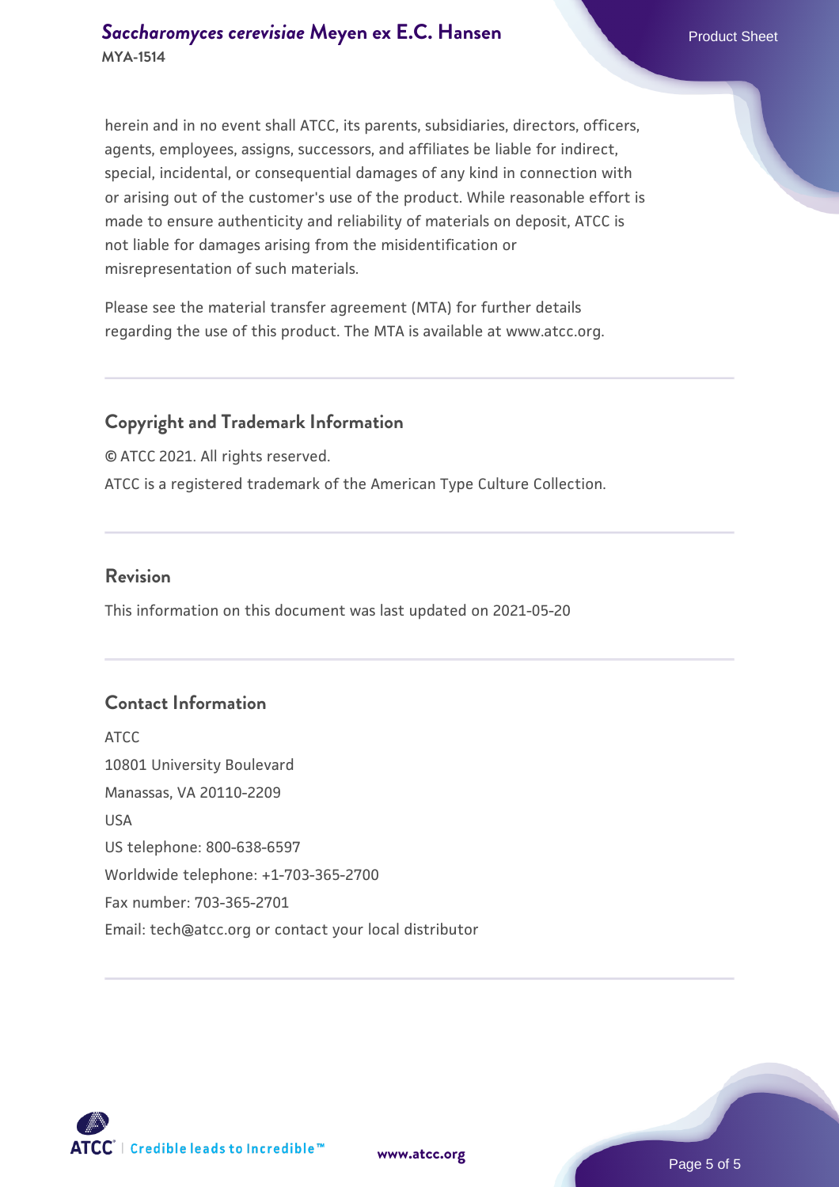herein and in no event shall ATCC, its parents, subsidiaries, directors, officers, agents, employees, assigns, successors, and affiliates be liable for indirect, special, incidental, or consequential damages of any kind in connection with or arising out of the customer's use of the product. While reasonable effort is made to ensure authenticity and reliability of materials on deposit, ATCC is not liable for damages arising from the misidentification or misrepresentation of such materials.

Please see the material transfer agreement (MTA) for further details regarding the use of this product. The MTA is available at www.atcc.org.

## Copyright and Trademark Information

© ATCC 2021. All rights reserved.

ATCC is a registered trademark of the American Type Culture Collection.

## Revision

This information on this document was last updated on 2021-05-20

## Contact Information

ATCC
10801 University Boulevard
Manassas, VA 20110-2209
USA
US telephone: 800-638-6597
Worldwide telephone: +1-703-365-2700
Fax number: 703-365-2701
Email: tech@atcc.org or contact your local distributor